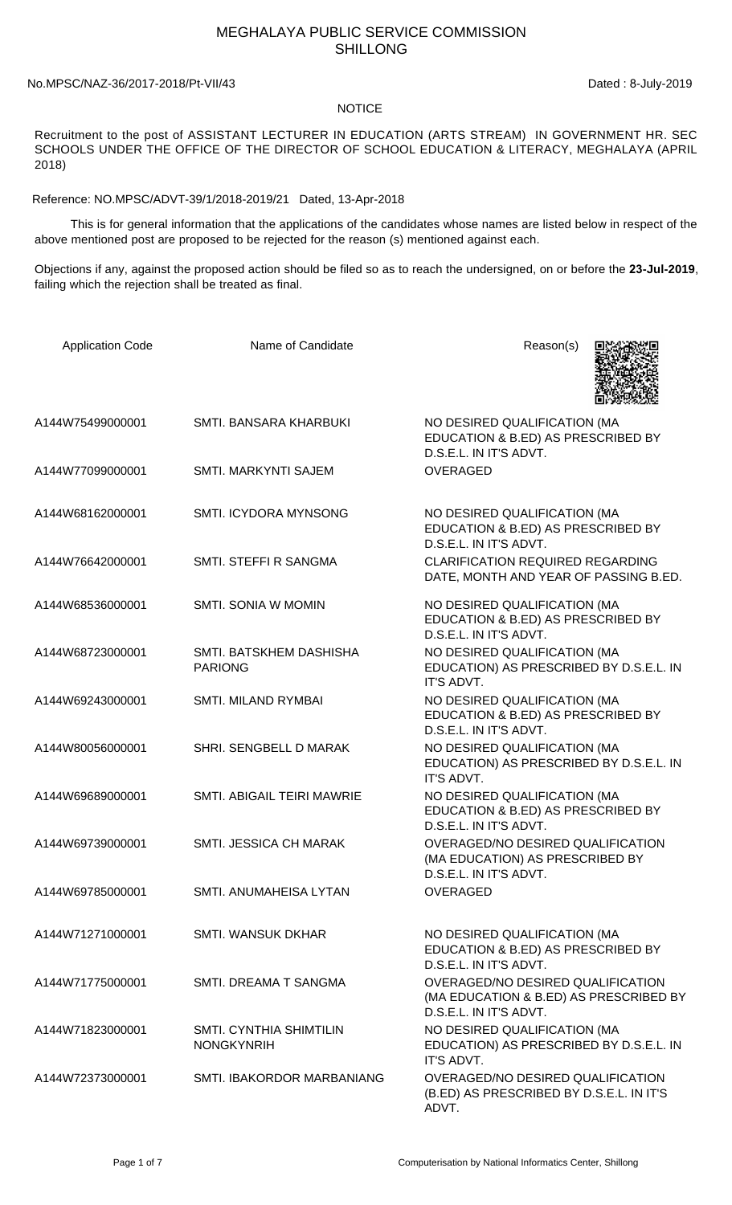# MEGHALAYA PUBLIC SERVICE COMMISSION
## SHILLONG

No.MPSC/NAZ-36/2017-2018/Pt-VII/43 Dated : 8-July-2019

NOTICE

Recruitment to the post of ASSISTANT LECTURER IN EDUCATION (ARTS STREAM) IN GOVERNMENT HR. SEC SCHOOLS UNDER THE OFFICE OF THE DIRECTOR OF SCHOOL EDUCATION & LITERACY, MEGHALAYA (APRIL 2018)

Reference: NO.MPSC/ADVT-39/1/2018-2019/21 Dated, 13-Apr-2018

This is for general information that the applications of the candidates whose names are listed below in respect of the above mentioned post are proposed to be rejected for the reason (s) mentioned against each.

Objections if any, against the proposed action should be filed so as to reach the undersigned, on or before the **23-Jul-2019**, failing which the rejection shall be treated as final.

| Application Code | Name of Candidate | Reason(s) |
|---|---|---|
| A144W75499000001 | SMTI. BANSARA KHARBUKI | NO DESIRED QUALIFICATION (MA EDUCATION & B.ED) AS PRESCRIBED BY D.S.E.L. IN IT'S ADVT. |
| A144W77099000001 | SMTI. MARKYNTI SAJEM | OVERAGED |
| A144W68162000001 | SMTI. ICYDORA MYNSONG | NO DESIRED QUALIFICATION (MA EDUCATION & B.ED) AS PRESCRIBED BY D.S.E.L. IN IT'S ADVT. |
| A144W76642000001 | SMTI. STEFFI R SANGMA | CLARIFICATION REQUIRED REGARDING DATE, MONTH AND YEAR OF PASSING B.ED. |
| A144W68536000001 | SMTI. SONIA W MOMIN | NO DESIRED QUALIFICATION (MA EDUCATION & B.ED) AS PRESCRIBED BY D.S.E.L. IN IT'S ADVT. |
| A144W68723000001 | SMTI. BATSKHEM DASHISHA PARIONG | NO DESIRED QUALIFICATION (MA EDUCATION) AS PRESCRIBED BY D.S.E.L. IN IT'S ADVT. |
| A144W69243000001 | SMTI. MILAND RYMBAI | NO DESIRED QUALIFICATION (MA EDUCATION & B.ED) AS PRESCRIBED BY D.S.E.L. IN IT'S ADVT. |
| A144W80056000001 | SHRI. SENGBELL D MARAK | NO DESIRED QUALIFICATION (MA EDUCATION) AS PRESCRIBED BY D.S.E.L. IN IT'S ADVT. |
| A144W69689000001 | SMTI. ABIGAIL TEIRI MAWRIE | NO DESIRED QUALIFICATION (MA EDUCATION & B.ED) AS PRESCRIBED BY D.S.E.L. IN IT'S ADVT. |
| A144W69739000001 | SMTI. JESSICA CH MARAK | OVERAGED/NO DESIRED QUALIFICATION (MA EDUCATION) AS PRESCRIBED BY D.S.E.L. IN IT'S ADVT. |
| A144W69785000001 | SMTI. ANUMAHEISA LYTAN | OVERAGED |
| A144W71271000001 | SMTI. WANSUK DKHAR | NO DESIRED QUALIFICATION (MA EDUCATION & B.ED) AS PRESCRIBED BY D.S.E.L. IN IT'S ADVT. |
| A144W71775000001 | SMTI. DREAMA T SANGMA | OVERAGED/NO DESIRED QUALIFICATION (MA EDUCATION & B.ED) AS PRESCRIBED BY D.S.E.L. IN IT'S ADVT. |
| A144W71823000001 | SMTI. CYNTHIA SHIMTILIN NONGKYNRIH | NO DESIRED QUALIFICATION (MA EDUCATION) AS PRESCRIBED BY D.S.E.L. IN IT'S ADVT. |
| A144W72373000001 | SMTI. IBAKORDOR MARBANIANG | OVERAGED/NO DESIRED QUALIFICATION (B.ED) AS PRESCRIBED BY D.S.E.L. IN IT'S ADVT. |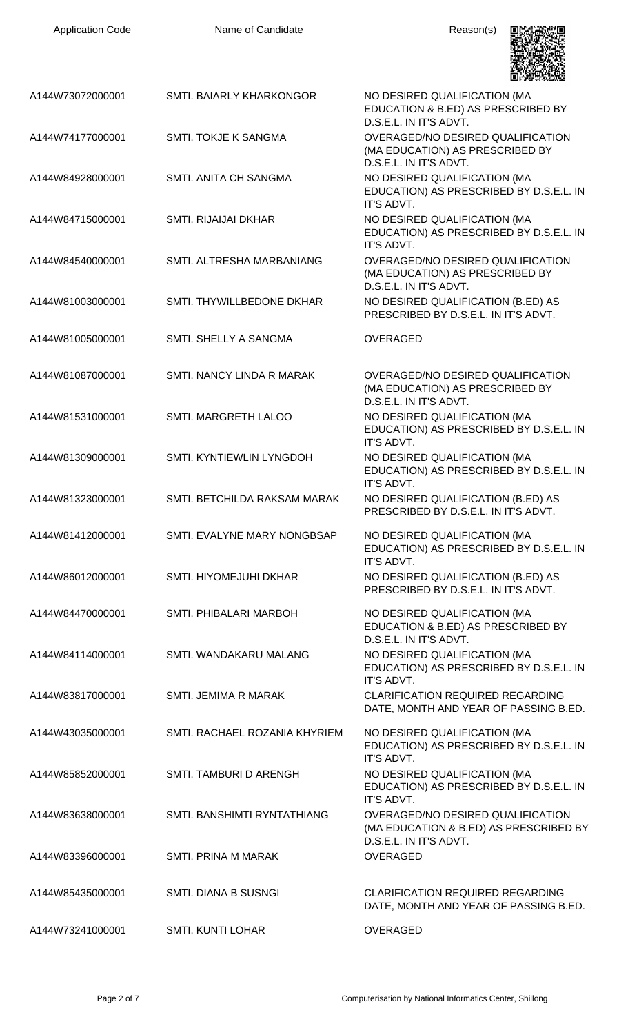| Application Code | Name of Candidate | Reason(s) |
| --- | --- | --- |
| A144W73072000001 | SMTI. BAIARLY KHARKONGOR | NO DESIRED QUALIFICATION (MA EDUCATION & B.ED) AS PRESCRIBED BY D.S.E.L. IN IT'S ADVT. |
| A144W74177000001 | SMTI. TOKJE K SANGMA | OVERAGED/NO DESIRED QUALIFICATION (MA EDUCATION) AS PRESCRIBED BY D.S.E.L. IN IT'S ADVT. |
| A144W84928000001 | SMTI. ANITA CH SANGMA | NO DESIRED QUALIFICATION (MA EDUCATION) AS PRESCRIBED BY D.S.E.L. IN IT'S ADVT. |
| A144W84715000001 | SMTI. RIJAIJAI DKHAR | NO DESIRED QUALIFICATION (MA EDUCATION) AS PRESCRIBED BY D.S.E.L. IN IT'S ADVT. |
| A144W84540000001 | SMTI. ALTRESHA MARBANIANG | OVERAGED/NO DESIRED QUALIFICATION (MA EDUCATION) AS PRESCRIBED BY D.S.E.L. IN IT'S ADVT. |
| A144W81003000001 | SMTI. THYWILLBEDONE DKHAR | NO DESIRED QUALIFICATION (B.ED) AS PRESCRIBED BY D.S.E.L. IN IT'S ADVT. |
| A144W81005000001 | SMTI. SHELLY A SANGMA | OVERAGED |
| A144W81087000001 | SMTI. NANCY LINDA R MARAK | OVERAGED/NO DESIRED QUALIFICATION (MA EDUCATION) AS PRESCRIBED BY D.S.E.L. IN IT'S ADVT. |
| A144W81531000001 | SMTI. MARGRETH LALOO | NO DESIRED QUALIFICATION (MA EDUCATION) AS PRESCRIBED BY D.S.E.L. IN IT'S ADVT. |
| A144W81309000001 | SMTI. KYNTIEWLIN LYNGDOH | NO DESIRED QUALIFICATION (MA EDUCATION) AS PRESCRIBED BY D.S.E.L. IN IT'S ADVT. |
| A144W81323000001 | SMTI. BETCHILDA RAKSAM MARAK | NO DESIRED QUALIFICATION (B.ED) AS PRESCRIBED BY D.S.E.L. IN IT'S ADVT. |
| A144W81412000001 | SMTI. EVALYNE MARY NONGBSAP | NO DESIRED QUALIFICATION (MA EDUCATION) AS PRESCRIBED BY D.S.E.L. IN IT'S ADVT. |
| A144W86012000001 | SMTI. HIYOMEJUHI DKHAR | NO DESIRED QUALIFICATION (B.ED) AS PRESCRIBED BY D.S.E.L. IN IT'S ADVT. |
| A144W84470000001 | SMTI. PHIBALARI MARBOH | NO DESIRED QUALIFICATION (MA EDUCATION & B.ED) AS PRESCRIBED BY D.S.E.L. IN IT'S ADVT. |
| A144W84114000001 | SMTI. WANDAKARU MALANG | NO DESIRED QUALIFICATION (MA EDUCATION) AS PRESCRIBED BY D.S.E.L. IN IT'S ADVT. |
| A144W83817000001 | SMTI. JEMIMA R MARAK | CLARIFICATION REQUIRED REGARDING DATE, MONTH AND YEAR OF PASSING B.ED. |
| A144W43035000001 | SMTI. RACHAEL ROZANIA KHYRIEM | NO DESIRED QUALIFICATION (MA EDUCATION) AS PRESCRIBED BY D.S.E.L. IN IT'S ADVT. |
| A144W85852000001 | SMTI. TAMBURI D ARENGH | NO DESIRED QUALIFICATION (MA EDUCATION) AS PRESCRIBED BY D.S.E.L. IN IT'S ADVT. |
| A144W83638000001 | SMTI. BANSHIMTI RYNTATHIANG | OVERAGED/NO DESIRED QUALIFICATION (MA EDUCATION & B.ED) AS PRESCRIBED BY D.S.E.L. IN IT'S ADVT. |
| A144W83396000001 | SMTI. PRINA M MARAK | OVERAGED |
| A144W85435000001 | SMTI. DIANA B SUSNGI | CLARIFICATION REQUIRED REGARDING DATE, MONTH AND YEAR OF PASSING B.ED. |
| A144W73241000001 | SMTI. KUNTI LOHAR | OVERAGED |

Computerisation by National Informatics Center, Shillong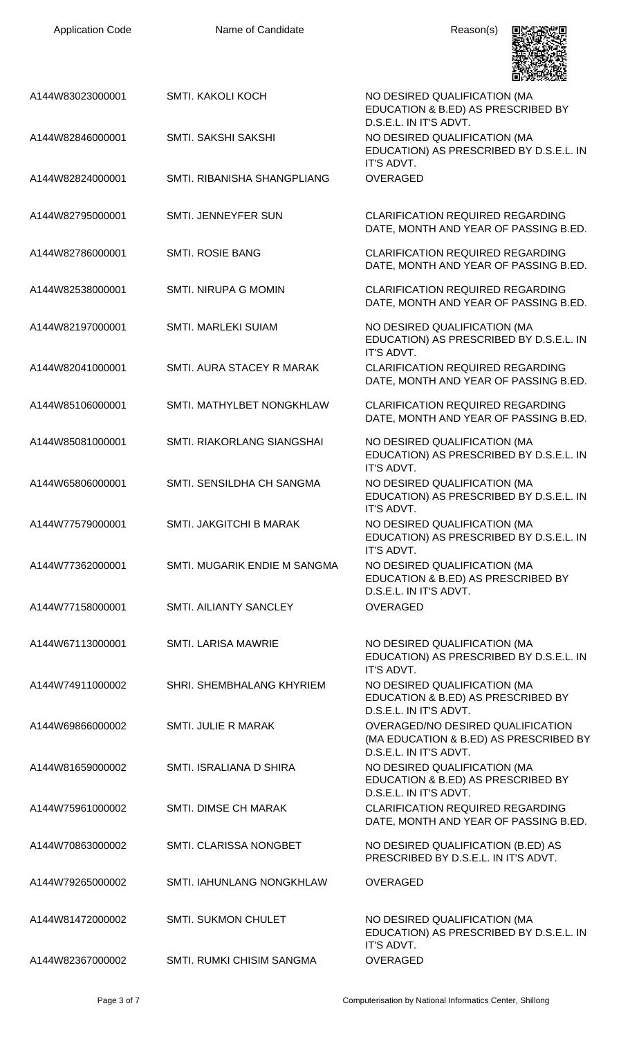| Application Code | Name of Candidate | Reason(s) |
|---|---|---|
| A144W83023000001 | SMTI. KAKOLI KOCH | NO DESIRED QUALIFICATION (MA EDUCATION & B.ED) AS PRESCRIBED BY D.S.E.L. IN IT'S ADVT. |
| A144W82846000001 | SMTI. SAKSHI SAKSHI | NO DESIRED QUALIFICATION (MA EDUCATION) AS PRESCRIBED BY D.S.E.L. IN IT'S ADVT. |
| A144W82824000001 | SMTI. RIBANISHA SHANGPLIANG | OVERAGED |
| A144W82795000001 | SMTI. JENNEYFER SUN | CLARIFICATION REQUIRED REGARDING DATE, MONTH AND YEAR OF PASSING B.ED. |
| A144W82786000001 | SMTI. ROSIE BANG | CLARIFICATION REQUIRED REGARDING DATE, MONTH AND YEAR OF PASSING B.ED. |
| A144W82538000001 | SMTI. NIRUPA G MOMIN | CLARIFICATION REQUIRED REGARDING DATE, MONTH AND YEAR OF PASSING B.ED. |
| A144W82197000001 | SMTI. MARLEKI SUIAM | NO DESIRED QUALIFICATION (MA EDUCATION) AS PRESCRIBED BY D.S.E.L. IN IT'S ADVT. |
| A144W82041000001 | SMTI. AURA STACEY R MARAK | CLARIFICATION REQUIRED REGARDING DATE, MONTH AND YEAR OF PASSING B.ED. |
| A144W85106000001 | SMTI. MATHYLBET NONGKHLAW | CLARIFICATION REQUIRED REGARDING DATE, MONTH AND YEAR OF PASSING B.ED. |
| A144W85081000001 | SMTI. RIAKORLANG SIANGSHAI | NO DESIRED QUALIFICATION (MA EDUCATION) AS PRESCRIBED BY D.S.E.L. IN IT'S ADVT. |
| A144W65806000001 | SMTI. SENSILDHA CH SANGMA | NO DESIRED QUALIFICATION (MA EDUCATION) AS PRESCRIBED BY D.S.E.L. IN IT'S ADVT. |
| A144W77579000001 | SMTI. JAKGITCHI B MARAK | NO DESIRED QUALIFICATION (MA EDUCATION) AS PRESCRIBED BY D.S.E.L. IN IT'S ADVT. |
| A144W77362000001 | SMTI. MUGARIK ENDIE M SANGMA | NO DESIRED QUALIFICATION (MA EDUCATION & B.ED) AS PRESCRIBED BY D.S.E.L. IN IT'S ADVT. |
| A144W77158000001 | SMTI. AILIANTY SANCLEY | OVERAGED |
| A144W67113000001 | SMTI. LARISA MAWRIE | NO DESIRED QUALIFICATION (MA EDUCATION) AS PRESCRIBED BY D.S.E.L. IN IT'S ADVT. |
| A144W74911000002 | SHRI. SHEMBHALANG KHYRIEM | NO DESIRED QUALIFICATION (MA EDUCATION & B.ED) AS PRESCRIBED BY D.S.E.L. IN IT'S ADVT. |
| A144W69866000002 | SMTI. JULIE R MARAK | OVERAGED/NO DESIRED QUALIFICATION (MA EDUCATION & B.ED) AS PRESCRIBED BY D.S.E.L. IN IT'S ADVT. |
| A144W81659000002 | SMTI. ISRALIANA D SHIRA | NO DESIRED QUALIFICATION (MA EDUCATION & B.ED) AS PRESCRIBED BY D.S.E.L. IN IT'S ADVT. |
| A144W75961000002 | SMTI. DIMSE CH MARAK | CLARIFICATION REQUIRED REGARDING DATE, MONTH AND YEAR OF PASSING B.ED. |
| A144W70863000002 | SMTI. CLARISSA NONGBET | NO DESIRED QUALIFICATION (B.ED) AS PRESCRIBED BY D.S.E.L. IN IT'S ADVT. |
| A144W79265000002 | SMTI. IAHUNLANG NONGKHLAW | OVERAGED |
| A144W81472000002 | SMTI. SUKMON CHULET | NO DESIRED QUALIFICATION (MA EDUCATION) AS PRESCRIBED BY D.S.E.L. IN IT'S ADVT. |
| A144W82367000002 | SMTI. RUMKI CHISIM SANGMA | OVERAGED |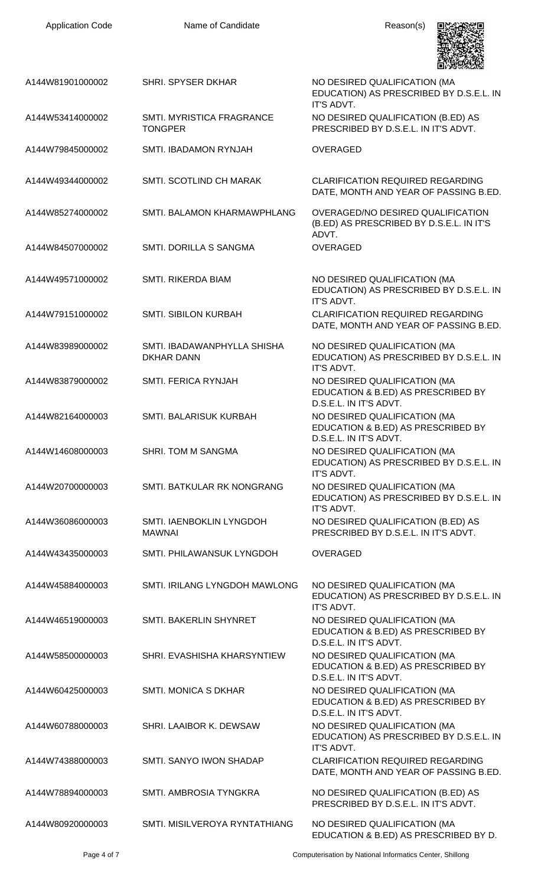| Application Code | Name of Candidate | Reason(s) |
|---|---|---|
| A144W81901000002 | SHRI. SPYSER DKHAR | NO DESIRED QUALIFICATION (MA EDUCATION) AS PRESCRIBED BY D.S.E.L. IN IT'S ADVT. |
| A144W53414000002 | SMTI. MYRISTICA FRAGRANCE TONGPER | NO DESIRED QUALIFICATION (B.ED) AS PRESCRIBED BY D.S.E.L. IN IT'S ADVT. |
| A144W79845000002 | SMTI. IBADAMON RYNJAH | OVERAGED |
| A144W49344000002 | SMTI. SCOTLIND CH MARAK | CLARIFICATION REQUIRED REGARDING DATE, MONTH AND YEAR OF PASSING B.ED. |
| A144W85274000002 | SMTI. BALAMON KHARMAWPHLANG | OVERAGED/NO DESIRED QUALIFICATION (B.ED) AS PRESCRIBED BY D.S.E.L. IN IT'S ADVT. |
| A144W84507000002 | SMTI. DORILLA S SANGMA | OVERAGED |
| A144W49571000002 | SMTI. RIKERDA BIAM | NO DESIRED QUALIFICATION (MA EDUCATION) AS PRESCRIBED BY D.S.E.L. IN IT'S ADVT. |
| A144W79151000002 | SMTI. SIBILON KURBAH | CLARIFICATION REQUIRED REGARDING DATE, MONTH AND YEAR OF PASSING B.ED. |
| A144W83989000002 | SMTI. IBADAWANPHYLLA SHISHA DKHAR DANN | NO DESIRED QUALIFICATION (MA EDUCATION) AS PRESCRIBED BY D.S.E.L. IN IT'S ADVT. |
| A144W83879000002 | SMTI. FERICA RYNJAH | NO DESIRED QUALIFICATION (MA EDUCATION & B.ED) AS PRESCRIBED BY D.S.E.L. IN IT'S ADVT. |
| A144W82164000003 | SMTI. BALARISUK KURBAH | NO DESIRED QUALIFICATION (MA EDUCATION & B.ED) AS PRESCRIBED BY D.S.E.L. IN IT'S ADVT. |
| A144W14608000003 | SHRI. TOM M SANGMA | NO DESIRED QUALIFICATION (MA EDUCATION) AS PRESCRIBED BY D.S.E.L. IN IT'S ADVT. |
| A144W20700000003 | SMTI. BATKULAR RK NONGRANG | NO DESIRED QUALIFICATION (MA EDUCATION) AS PRESCRIBED BY D.S.E.L. IN IT'S ADVT. |
| A144W36086000003 | SMTI. IAENBOKLIN LYNGDOH MAWNAI | NO DESIRED QUALIFICATION (B.ED) AS PRESCRIBED BY D.S.E.L. IN IT'S ADVT. |
| A144W43435000003 | SMTI. PHILAWANSUK LYNGDOH | OVERAGED |
| A144W45884000003 | SMTI. IRILANG LYNGDOH MAWLONG | NO DESIRED QUALIFICATION (MA EDUCATION) AS PRESCRIBED BY D.S.E.L. IN IT'S ADVT. |
| A144W46519000003 | SMTI. BAKERLIN SHYNRET | NO DESIRED QUALIFICATION (MA EDUCATION & B.ED) AS PRESCRIBED BY D.S.E.L. IN IT'S ADVT. |
| A144W58500000003 | SHRI. EVASHISHA KHARSYNTIEW | NO DESIRED QUALIFICATION (MA EDUCATION & B.ED) AS PRESCRIBED BY D.S.E.L. IN IT'S ADVT. |
| A144W60425000003 | SMTI. MONICA S DKHAR | NO DESIRED QUALIFICATION (MA EDUCATION & B.ED) AS PRESCRIBED BY D.S.E.L. IN IT'S ADVT. |
| A144W60788000003 | SHRI. LAAIBOR K. DEWSAW | NO DESIRED QUALIFICATION (MA EDUCATION) AS PRESCRIBED BY D.S.E.L. IN IT'S ADVT. |
| A144W74388000003 | SMTI. SANYO IWON SHADAP | CLARIFICATION REQUIRED REGARDING DATE, MONTH AND YEAR OF PASSING B.ED. |
| A144W78894000003 | SMTI. AMBROSIA TYNGKRA | NO DESIRED QUALIFICATION (B.ED) AS PRESCRIBED BY D.S.E.L. IN IT'S ADVT. |
| A144W80920000003 | SMTI. MISILVEROYA RYNTATHIANG | NO DESIRED QUALIFICATION (MA EDUCATION & B.ED) AS PRESCRIBED BY D. |

Computerisation by National Informatics Center, Shillong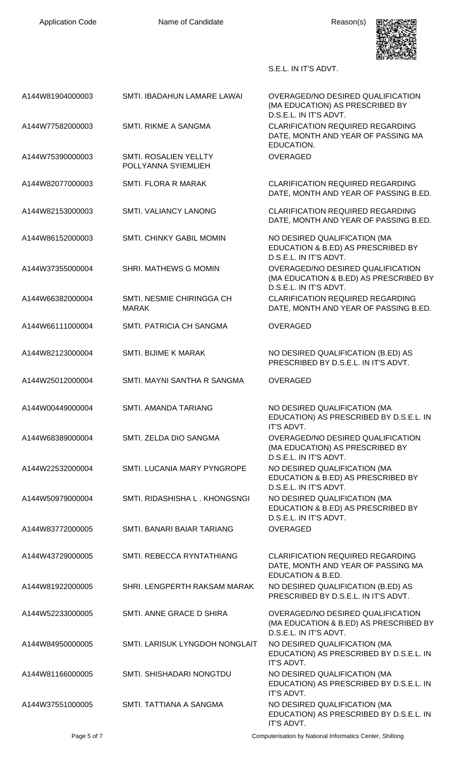| Application Code | Name of Candidate | Reason(s) |
|---|---|---|
| | | S.E.L. IN IT'S ADVT. |
| A144W81904000003 | SMTI. IBADAHUN LAMARE LAWAI | OVERAGED/NO DESIRED QUALIFICATION (MA EDUCATION) AS PRESCRIBED BY D.S.E.L. IN IT'S ADVT. |
| A144W77582000003 | SMTI. RIKME A SANGMA | CLARIFICATION REQUIRED REGARDING DATE, MONTH AND YEAR OF PASSING MA EDUCATION. |
| A144W75390000003 | SMTI. ROSALIEN YELLTY POLLYANNA SYIEMLIEH | OVERAGED |
| A144W82077000003 | SMTI. FLORA R MARAK | CLARIFICATION REQUIRED REGARDING DATE, MONTH AND YEAR OF PASSING B.ED. |
| A144W82153000003 | SMTI. VALIANCY LANONG | CLARIFICATION REQUIRED REGARDING DATE, MONTH AND YEAR OF PASSING B.ED. |
| A144W86152000003 | SMTI. CHINKY GABIL MOMIN | NO DESIRED QUALIFICATION (MA EDUCATION & B.ED) AS PRESCRIBED BY D.S.E.L. IN IT'S ADVT. |
| A144W37355000004 | SHRI. MATHEWS G MOMIN | OVERAGED/NO DESIRED QUALIFICATION (MA EDUCATION & B.ED) AS PRESCRIBED BY D.S.E.L. IN IT'S ADVT. |
| A144W66382000004 | SMTI. NESMIE CHIRINGGA CH MARAK | CLARIFICATION REQUIRED REGARDING DATE, MONTH AND YEAR OF PASSING B.ED. |
| A144W66111000004 | SMTI. PATRICIA CH SANGMA | OVERAGED |
| A144W82123000004 | SMTI. BIJIME K MARAK | NO DESIRED QUALIFICATION (B.ED) AS PRESCRIBED BY D.S.E.L. IN IT'S ADVT. |
| A144W25012000004 | SMTI. MAYNI SANTHA R SANGMA | OVERAGED |
| A144W00449000004 | SMTI. AMANDA TARIANG | NO DESIRED QUALIFICATION (MA EDUCATION) AS PRESCRIBED BY D.S.E.L. IN IT'S ADVT. |
| A144W68389000004 | SMTI. ZELDA DIO SANGMA | OVERAGED/NO DESIRED QUALIFICATION (MA EDUCATION) AS PRESCRIBED BY D.S.E.L. IN IT'S ADVT. |
| A144W22532000004 | SMTI. LUCANIA MARY PYNGROPE | NO DESIRED QUALIFICATION (MA EDUCATION & B.ED) AS PRESCRIBED BY D.S.E.L. IN IT'S ADVT. |
| A144W50979000004 | SMTI. RIDASHISHA L . KHONGSNGI | NO DESIRED QUALIFICATION (MA EDUCATION & B.ED) AS PRESCRIBED BY D.S.E.L. IN IT'S ADVT. |
| A144W83772000005 | SMTI. BANARI BAIAR TARIANG | OVERAGED |
| A144W43729000005 | SMTI. REBECCA RYNTATHIANG | CLARIFICATION REQUIRED REGARDING DATE, MONTH AND YEAR OF PASSING MA EDUCATION & B.ED. |
| A144W81922000005 | SHRI. LENGPERTH RAKSAM MARAK | NO DESIRED QUALIFICATION (B.ED) AS PRESCRIBED BY D.S.E.L. IN IT'S ADVT. |
| A144W52233000005 | SMTI. ANNE GRACE D SHIRA | OVERAGED/NO DESIRED QUALIFICATION (MA EDUCATION & B.ED) AS PRESCRIBED BY D.S.E.L. IN IT'S ADVT. |
| A144W84950000005 | SMTI. LARISUK LYNGDOH NONGLAIT | NO DESIRED QUALIFICATION (MA EDUCATION) AS PRESCRIBED BY D.S.E.L. IN IT'S ADVT. |
| A144W81166000005 | SMTI. SHISHADARI NONGTDU | NO DESIRED QUALIFICATION (MA EDUCATION) AS PRESCRIBED BY D.S.E.L. IN IT'S ADVT. |
| A144W37551000005 | SMTI. TATTIANA A SANGMA | NO DESIRED QUALIFICATION (MA EDUCATION) AS PRESCRIBED BY D.S.E.L. IN IT'S ADVT. |

Computerisation by National Informatics Center, Shillong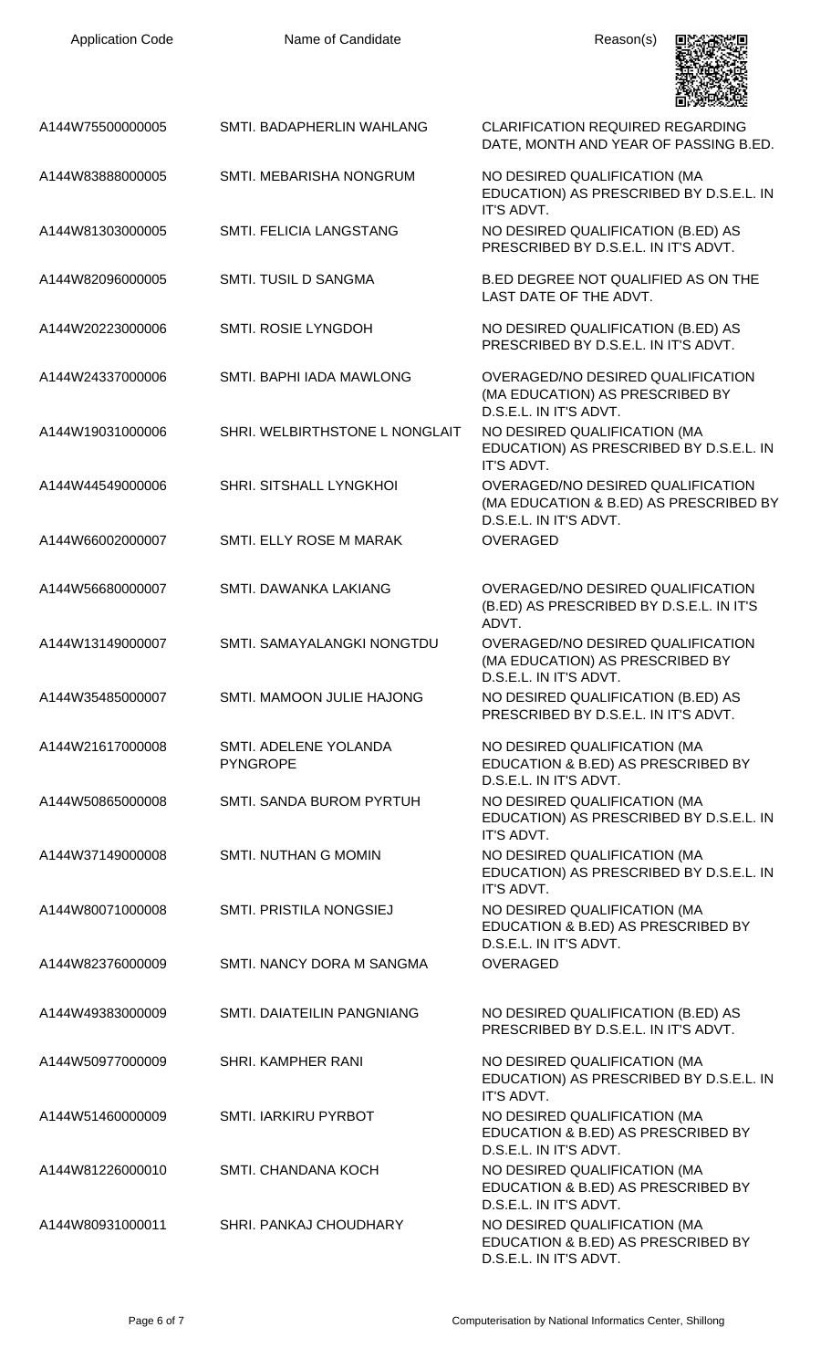| Application Code | Name of Candidate | Reason(s) |
| --- | --- | --- |
| A144W75500000005 | SMTI. BADAPHERLIN WAHLANG | CLARIFICATION REQUIRED REGARDING DATE, MONTH AND YEAR OF PASSING B.ED. |
| A144W83888000005 | SMTI. MEBARISHA NONGRUM | NO DESIRED QUALIFICATION (MA EDUCATION) AS PRESCRIBED BY D.S.E.L. IN IT'S ADVT. |
| A144W81303000005 | SMTI. FELICIA LANGSTANG | NO DESIRED QUALIFICATION (B.ED) AS PRESCRIBED BY D.S.E.L. IN IT'S ADVT. |
| A144W82096000005 | SMTI. TUSIL D SANGMA | B.ED DEGREE NOT QUALIFIED AS ON THE LAST DATE OF THE ADVT. |
| A144W20223000006 | SMTI. ROSIE LYNGDOH | NO DESIRED QUALIFICATION (B.ED) AS PRESCRIBED BY D.S.E.L. IN IT'S ADVT. |
| A144W24337000006 | SMTI. BAPHI IADA MAWLONG | OVERAGED/NO DESIRED QUALIFICATION (MA EDUCATION) AS PRESCRIBED BY D.S.E.L. IN IT'S ADVT. |
| A144W19031000006 | SHRI. WELBIRTHSTONE L NONGLAIT | NO DESIRED QUALIFICATION (MA EDUCATION) AS PRESCRIBED BY D.S.E.L. IN IT'S ADVT. |
| A144W44549000006 | SHRI. SITSHALL LYNGKHOI | OVERAGED/NO DESIRED QUALIFICATION (MA EDUCATION & B.ED) AS PRESCRIBED BY D.S.E.L. IN IT'S ADVT. |
| A144W66002000007 | SMTI. ELLY ROSE M MARAK | OVERAGED |
| A144W56680000007 | SMTI. DAWANKA LAKIANG | OVERAGED/NO DESIRED QUALIFICATION (B.ED) AS PRESCRIBED BY D.S.E.L. IN IT'S ADVT. |
| A144W13149000007 | SMTI. SAMAYALANGKI NONGTDU | OVERAGED/NO DESIRED QUALIFICATION (MA EDUCATION) AS PRESCRIBED BY D.S.E.L. IN IT'S ADVT. |
| A144W35485000007 | SMTI. MAMOON JULIE HAJONG | NO DESIRED QUALIFICATION (B.ED) AS PRESCRIBED BY D.S.E.L. IN IT'S ADVT. |
| A144W21617000008 | SMTI. ADELENE YOLANDA PYNGROPE | NO DESIRED QUALIFICATION (MA EDUCATION & B.ED) AS PRESCRIBED BY D.S.E.L. IN IT'S ADVT. |
| A144W50865000008 | SMTI. SANDA BUROM PYRTUH | NO DESIRED QUALIFICATION (MA EDUCATION) AS PRESCRIBED BY D.S.E.L. IN IT'S ADVT. |
| A144W37149000008 | SMTI. NUTHAN G MOMIN | NO DESIRED QUALIFICATION (MA EDUCATION) AS PRESCRIBED BY D.S.E.L. IN IT'S ADVT. |
| A144W80071000008 | SMTI. PRISTILA NONGSIEJ | NO DESIRED QUALIFICATION (MA EDUCATION & B.ED) AS PRESCRIBED BY D.S.E.L. IN IT'S ADVT. |
| A144W82376000009 | SMTI. NANCY DORA M SANGMA | OVERAGED |
| A144W49383000009 | SMTI. DAIATEILIN PANGNIANG | NO DESIRED QUALIFICATION (B.ED) AS PRESCRIBED BY D.S.E.L. IN IT'S ADVT. |
| A144W50977000009 | SHRI. KAMPHER RANI | NO DESIRED QUALIFICATION (MA EDUCATION) AS PRESCRIBED BY D.S.E.L. IN IT'S ADVT. |
| A144W51460000009 | SMTI. IARKIRU PYRBOT | NO DESIRED QUALIFICATION (MA EDUCATION & B.ED) AS PRESCRIBED BY D.S.E.L. IN IT'S ADVT. |
| A144W81226000010 | SMTI. CHANDANA KOCH | NO DESIRED QUALIFICATION (MA EDUCATION & B.ED) AS PRESCRIBED BY D.S.E.L. IN IT'S ADVT. |
| A144W80931000011 | SHRI. PANKAJ CHOUDHARY | NO DESIRED QUALIFICATION (MA EDUCATION & B.ED) AS PRESCRIBED BY D.S.E.L. IN IT'S ADVT. |

Computerisation by National Informatics Center, Shillong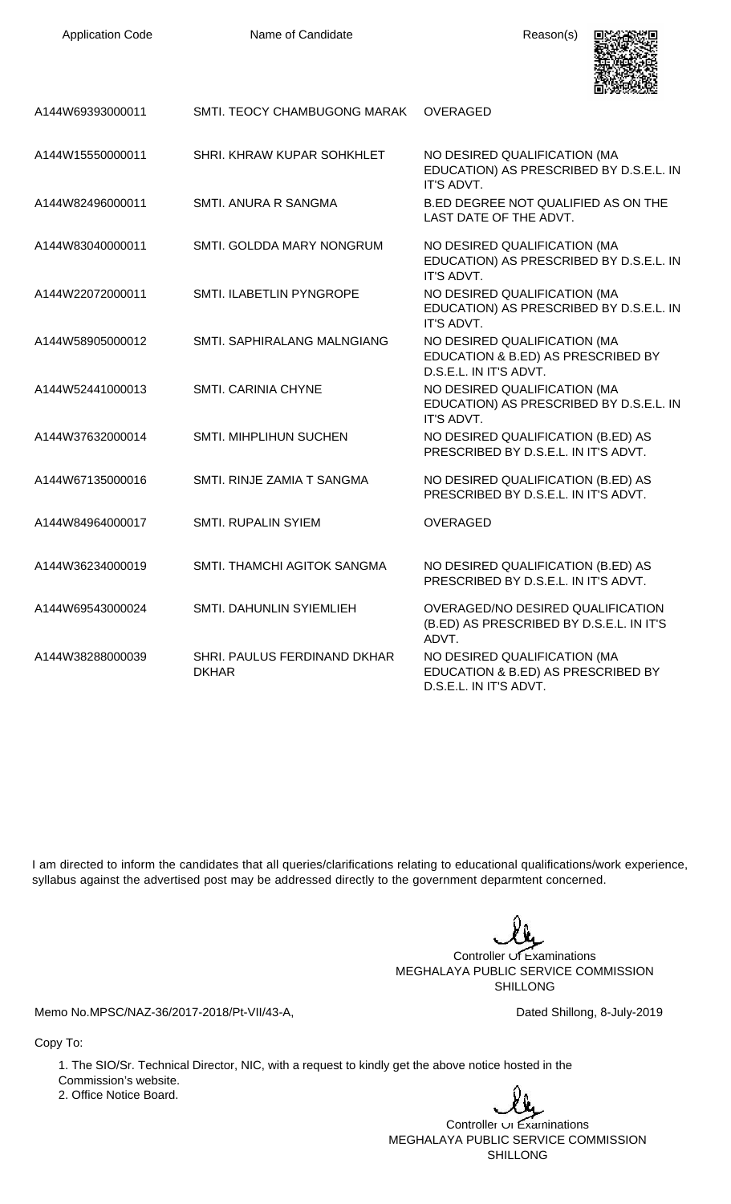| Application Code | Name of Candidate | Reason(s) |
|---|---|---|
| A144W69393000011 | SMTI. TEOCY CHAMBUGONG MARAK | OVERAGED |
| A144W15550000011 | SHRI. KHRAW KUPAR SOHKHLET | NO DESIRED QUALIFICATION (MA EDUCATION) AS PRESCRIBED BY D.S.E.L. IN IT'S ADVT. |
| A144W82496000011 | SMTI. ANURA R SANGMA | B.ED DEGREE NOT QUALIFIED AS ON THE LAST DATE OF THE ADVT. |
| A144W83040000011 | SMTI. GOLDDA MARY NONGRUM | NO DESIRED QUALIFICATION (MA EDUCATION) AS PRESCRIBED BY D.S.E.L. IN IT'S ADVT. |
| A144W22072000011 | SMTI. ILABETLIN PYNGROPE | NO DESIRED QUALIFICATION (MA EDUCATION) AS PRESCRIBED BY D.S.E.L. IN IT'S ADVT. |
| A144W58905000012 | SMTI. SAPHIRALANG MALNGIANG | NO DESIRED QUALIFICATION (MA EDUCATION & B.ED) AS PRESCRIBED BY D.S.E.L. IN IT'S ADVT. |
| A144W52441000013 | SMTI. CARINIA CHYNE | NO DESIRED QUALIFICATION (MA EDUCATION) AS PRESCRIBED BY D.S.E.L. IN IT'S ADVT. |
| A144W37632000014 | SMTI. MIHPLIHUN SUCHEN | NO DESIRED QUALIFICATION (B.ED) AS PRESCRIBED BY D.S.E.L. IN IT'S ADVT. |
| A144W67135000016 | SMTI. RINJE ZAMIA T SANGMA | NO DESIRED QUALIFICATION (B.ED) AS PRESCRIBED BY D.S.E.L. IN IT'S ADVT. |
| A144W84964000017 | SMTI. RUPALIN SYIEM | OVERAGED |
| A144W36234000019 | SMTI. THAMCHI AGITOK SANGMA | NO DESIRED QUALIFICATION (B.ED) AS PRESCRIBED BY D.S.E.L. IN IT'S ADVT. |
| A144W69543000024 | SMTI. DAHUNLIN SYIEMLIEH | OVERAGED/NO DESIRED QUALIFICATION (B.ED) AS PRESCRIBED BY D.S.E.L. IN IT'S ADVT. |
| A144W38288000039 | SHRI. PAULUS FERDINAND DKHAR DKHAR | NO DESIRED QUALIFICATION (MA EDUCATION & B.ED) AS PRESCRIBED BY D.S.E.L. IN IT'S ADVT. |

I am directed to inform the candidates that all queries/clarifications relating to educational qualifications/work experience, syllabus against the advertised post may be addressed directly to the government deparmtent concerned.

Controller Of Examinations
MEGHALAYA PUBLIC SERVICE COMMISSION
SHILLONG

Memo No.MPSC/NAZ-36/2017-2018/Pt-VII/43-A, Dated Shillong, 8-July-2019

Copy To:

1. The SIO/Sr. Technical Director, NIC, with a request to kindly get the above notice hosted in the Commission's website.
2. Office Notice Board.

Controller Of Examinations
MEGHALAYA PUBLIC SERVICE COMMISSION
SHILLONG